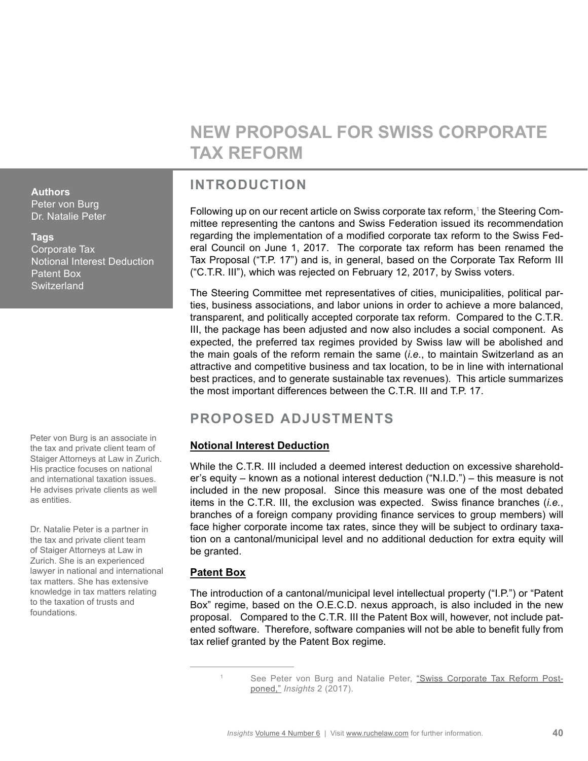# NEW PROPOSAL FOR SWISS CORPORATE TAX REFORM

**Authors**
Peter von Burg
Dr. Natalie Peter

**Tags**
Corporate Tax
Notional Interest Deduction
Patent Box
Switzerland

## INTRODUCTION

Following up on our recent article on Swiss corporate tax reform,[1] the Steering Committee representing the cantons and Swiss Federation issued its recommendation regarding the implementation of a modified corporate tax reform to the Swiss Federal Council on June 1, 2017. The corporate tax reform has been renamed the Tax Proposal ("T.P. 17") and is, in general, based on the Corporate Tax Reform III ("C.T.R. III"), which was rejected on February 12, 2017, by Swiss voters.

The Steering Committee met representatives of cities, municipalities, political parties, business associations, and labor unions in order to achieve a more balanced, transparent, and politically accepted corporate tax reform. Compared to the C.T.R. III, the package has been adjusted and now also includes a social component. As expected, the preferred tax regimes provided by Swiss law will be abolished and the main goals of the reform remain the same (*i.e.*, to maintain Switzerland as an attractive and competitive business and tax location, to be in line with international best practices, and to generate sustainable tax revenues). This article summarizes the most important differences between the C.T.R. III and T.P. 17.

## PROPOSED ADJUSTMENTS

Peter von Burg is an associate in the tax and private client team of Staiger Attorneys at Law in Zurich. His practice focuses on national and international taxation issues. He advises private clients as well as entities.

Dr. Natalie Peter is a partner in the tax and private client team of Staiger Attorneys at Law in Zurich. She is an experienced lawyer in national and international tax matters. She has extensive knowledge in tax matters relating to the taxation of trusts and foundations.

### Notional Interest Deduction

While the C.T.R. III included a deemed interest deduction on excessive shareholder's equity – known as a notional interest deduction ("N.I.D.") – this measure is not included in the new proposal. Since this measure was one of the most debated items in the C.T.R. III, the exclusion was expected. Swiss finance branches (*i.e.*, branches of a foreign company providing finance services to group members) will face higher corporate income tax rates, since they will be subject to ordinary taxation on a cantonal/municipal level and no additional deduction for extra equity will be granted.

### Patent Box

The introduction of a cantonal/municipal level intellectual property ("I.P.") or "Patent Box" regime, based on the O.E.C.D. nexus approach, is also included in the new proposal. Compared to the C.T.R. III the Patent Box will, however, not include patented software. Therefore, software companies will not be able to benefit fully from tax relief granted by the Patent Box regime.

---

[1] See Peter von Burg and Natalie Peter, "Swiss Corporate Tax Reform Postponed," *Insights* 2 (2017).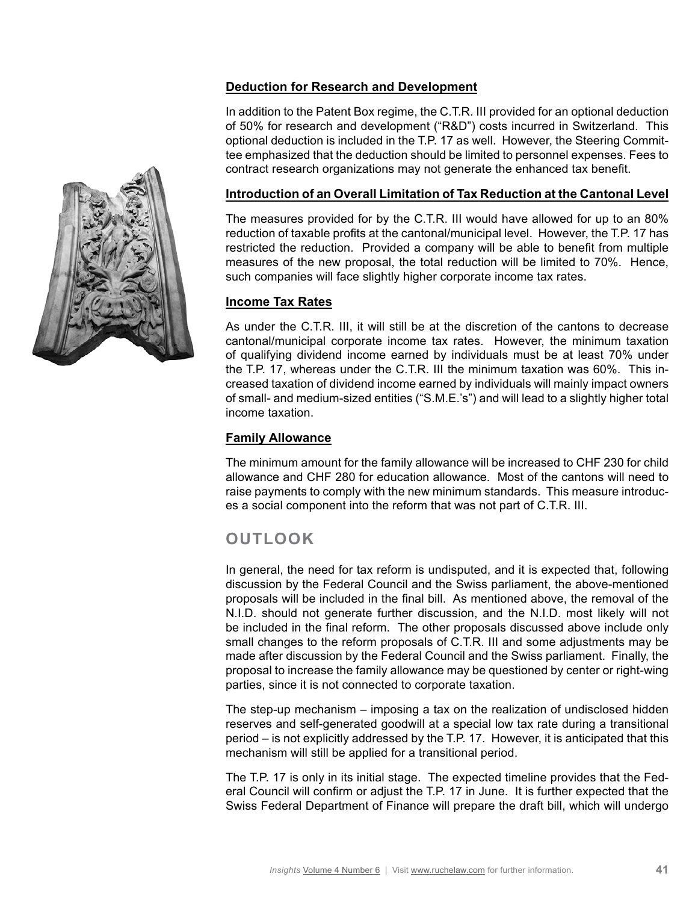**Deduction for Research and Development**

In addition to the Patent Box regime, the C.T.R. III provided for an optional deduction of 50% for research and development ("R&D") costs incurred in Switzerland. This optional deduction is included in the T.P. 17 as well. However, the Steering Committee emphasized that the deduction should be limited to personnel expenses. Fees to contract research organizations may not generate the enhanced tax benefit.

**Introduction of an Overall Limitation of Tax Reduction at the Cantonal Level**

The measures provided for by the C.T.R. III would have allowed for up to an 80% reduction of taxable profits at the cantonal/municipal level. However, the T.P. 17 has restricted the reduction. Provided a company will be able to benefit from multiple measures of the new proposal, the total reduction will be limited to 70%. Hence, such companies will face slightly higher corporate income tax rates.

**Income Tax Rates**

As under the C.T.R. III, it will still be at the discretion of the cantons to decrease cantonal/municipal corporate income tax rates. However, the minimum taxation of qualifying dividend income earned by individuals must be at least 70% under the T.P. 17, whereas under the C.T.R. III the minimum taxation was 60%. This increased taxation of dividend income earned by individuals will mainly impact owners of small- and medium-sized entities ("S.M.E.'s") and will lead to a slightly higher total income taxation.

**Family Allowance**

The minimum amount for the family allowance will be increased to CHF 230 for child allowance and CHF 280 for education allowance. Most of the cantons will need to raise payments to comply with the new minimum standards. This measure introduces a social component into the reform that was not part of C.T.R. III.

## OUTLOOK

In general, the need for tax reform is undisputed, and it is expected that, following discussion by the Federal Council and the Swiss parliament, the above-mentioned proposals will be included in the final bill. As mentioned above, the removal of the N.I.D. should not generate further discussion, and the N.I.D. most likely will not be included in the final reform. The other proposals discussed above include only small changes to the reform proposals of C.T.R. III and some adjustments may be made after discussion by the Federal Council and the Swiss parliament. Finally, the proposal to increase the family allowance may be questioned by center or right-wing parties, since it is not connected to corporate taxation.

The step-up mechanism – imposing a tax on the realization of undisclosed hidden reserves and self-generated goodwill at a special low tax rate during a transitional period – is not explicitly addressed by the T.P. 17. However, it is anticipated that this mechanism will still be applied for a transitional period.

The T.P. 17 is only in its initial stage. The expected timeline provides that the Federal Council will confirm or adjust the T.P. 17 in June. It is further expected that the Swiss Federal Department of Finance will prepare the draft bill, which will undergo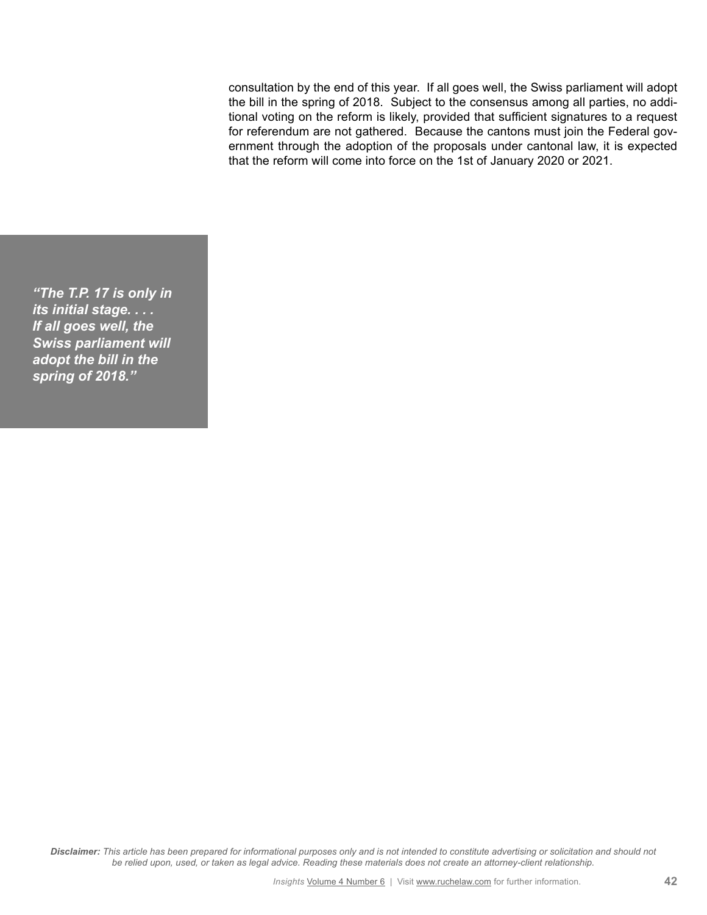consultation by the end of this year. If all goes well, the Swiss parliament will adopt the bill in the spring of 2018. Subject to the consensus among all parties, no additional voting on the reform is likely, provided that sufficient signatures to a request for referendum are not gathered. Because the cantons must join the Federal government through the adoption of the proposals under cantonal law, it is expected that the reform will come into force on the 1st of January 2020 or 2021.

***"The T.P. 17 is only in its initial stage. . . . If all goes well, the Swiss parliament will adopt the bill in the spring of 2018."***

***Disclaimer:*** *This article has been prepared for informational purposes only and is not intended to constitute advertising or solicitation and should not be relied upon, used, or taken as legal advice. Reading these materials does not create an attorney-client relationship.*